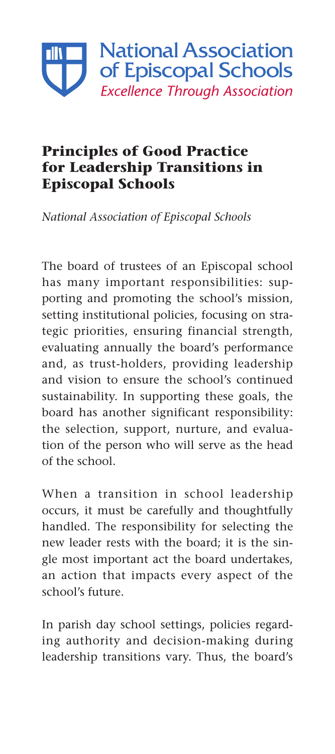National Association of Episcopal Schools
*Excellence Through Association*

## Principles of Good Practice for Leadership Transitions in Episcopal Schools

*National Association of Episcopal Schools*

The board of trustees of an Episcopal school has many important responsibilities: supporting and promoting the school's mission, setting institutional policies, focusing on strategic priorities, ensuring financial strength, evaluating annually the board's performance and, as trust-holders, providing leadership and vision to ensure the school's continued sustainability. In supporting these goals, the board has another significant responsibility: the selection, support, nurture, and evaluation of the person who will serve as the head of the school.

When a transition in school leadership occurs, it must be carefully and thoughtfully handled. The responsibility for selecting the new leader rests with the board; it is the single most important act the board undertakes, an action that impacts every aspect of the school's future.

In parish day school settings, policies regarding authority and decision-making during leadership transitions vary. Thus, the board's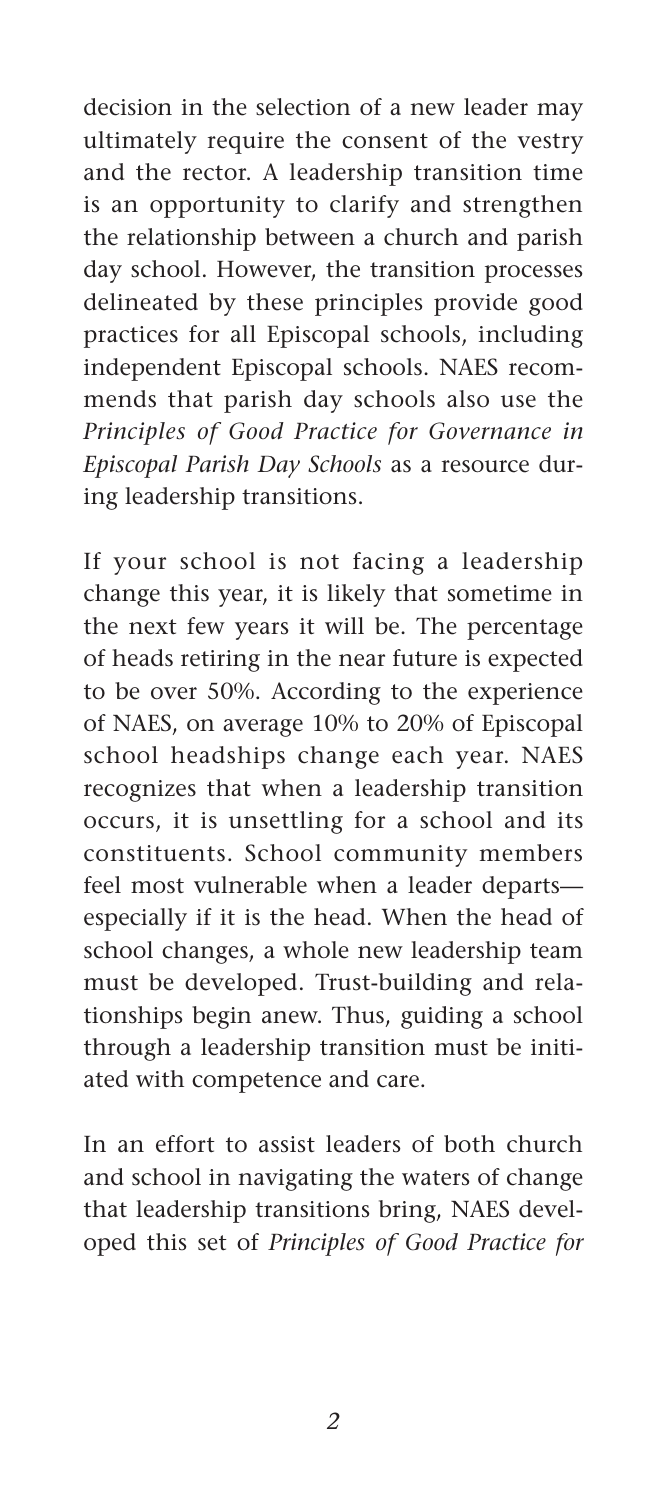decision in the selection of a new leader may ultimately require the consent of the vestry and the rector. A leadership transition time is an opportunity to clarify and strengthen the relationship between a church and parish day school. However, the transition processes delineated by these principles provide good practices for all Episcopal schools, including independent Episcopal schools. NAES recommends that parish day schools also use the *Principles of Good Practice for Governance in Episcopal Parish Day Schools* as a resource during leadership transitions.

If your school is not facing a leadership change this year, it is likely that sometime in the next few years it will be. The percentage of heads retiring in the near future is expected to be over 50%. According to the experience of NAES, on average 10% to 20% of Episcopal school headships change each year. NAES recognizes that when a leadership transition occurs, it is unsettling for a school and its constituents. School community members feel most vulnerable when a leader departs—especially if it is the head. When the head of school changes, a whole new leadership team must be developed. Trust-building and relationships begin anew. Thus, guiding a school through a leadership transition must be initiated with competence and care.

In an effort to assist leaders of both church and school in navigating the waters of change that leadership transitions bring, NAES developed this set of *Principles of Good Practice for*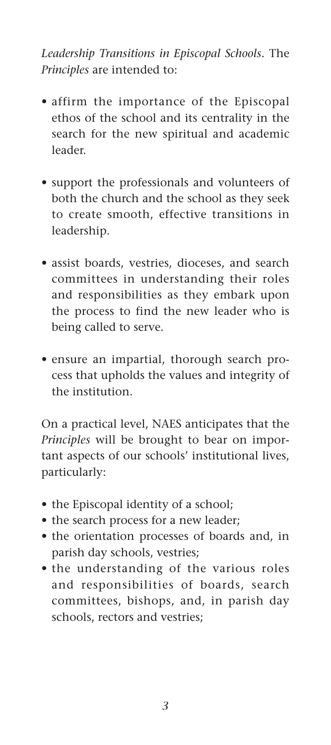*Leadership Transitions in Episcopal Schools*. The *Principles* are intended to:

- affirm the importance of the Episcopal ethos of the school and its centrality in the search for the new spiritual and academic leader.
- support the professionals and volunteers of both the church and the school as they seek to create smooth, effective transitions in leadership.
- assist boards, vestries, dioceses, and search committees in understanding their roles and responsibilities as they embark upon the process to find the new leader who is being called to serve.
- ensure an impartial, thorough search process that upholds the values and integrity of the institution.

On a practical level, NAES anticipates that the *Principles* will be brought to bear on important aspects of our schools' institutional lives, particularly:

- the Episcopal identity of a school;
- the search process for a new leader;
- the orientation processes of boards and, in parish day schools, vestries;
- the understanding of the various roles and responsibilities of boards, search committees, bishops, and, in parish day schools, rectors and vestries;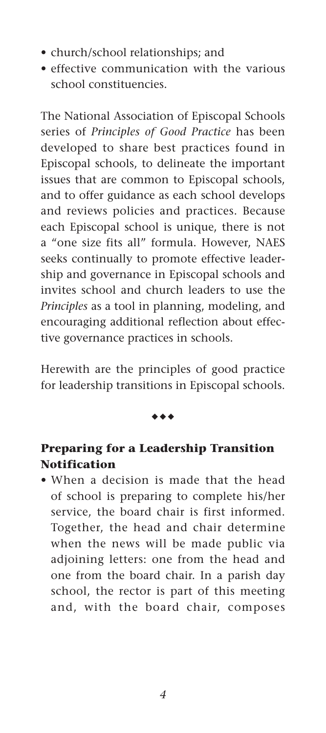- church/school relationships; and
- effective communication with the various school constituencies.

The National Association of Episcopal Schools series of *Principles of Good Practice* has been developed to share best practices found in Episcopal schools, to delineate the important issues that are common to Episcopal schools, and to offer guidance as each school develops and reviews policies and practices. Because each Episcopal school is unique, there is not a "one size fits all" formula. However, NAES seeks continually to promote effective leadership and governance in Episcopal schools and invites school and church leaders to use the *Principles* as a tool in planning, modeling, and encouraging additional reflection about effective governance practices in schools.

Herewith are the principles of good practice for leadership transitions in Episcopal schools.

◆◆◆

## Preparing for a Leadership Transition

### Notification

- When a decision is made that the head of school is preparing to complete his/her service, the board chair is first informed. Together, the head and chair determine when the news will be made public via adjoining letters: one from the head and one from the board chair. In a parish day school, the rector is part of this meeting and, with the board chair, composes